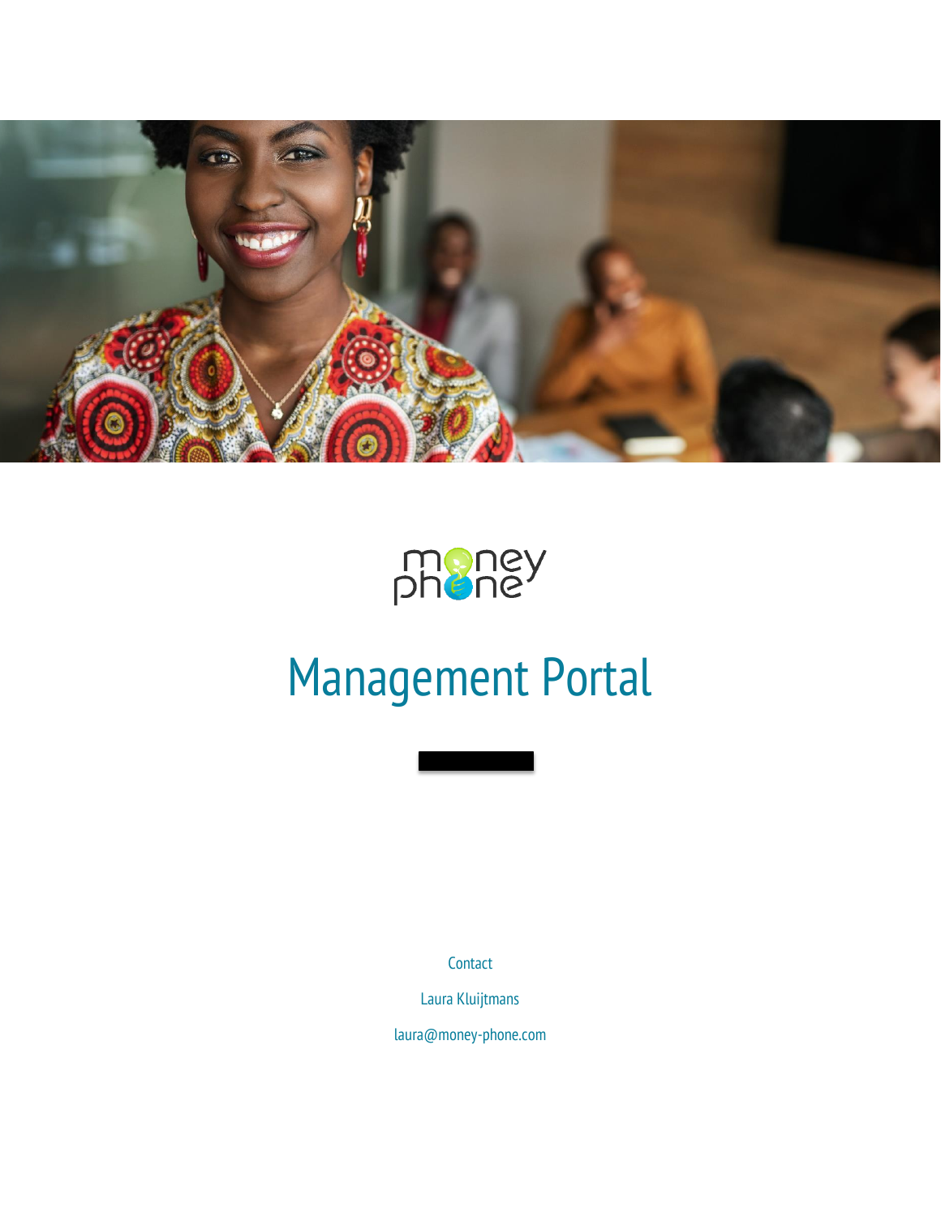money phone

# Management Portal

Contact

Laura Kluijtmans

laura@money-phone.com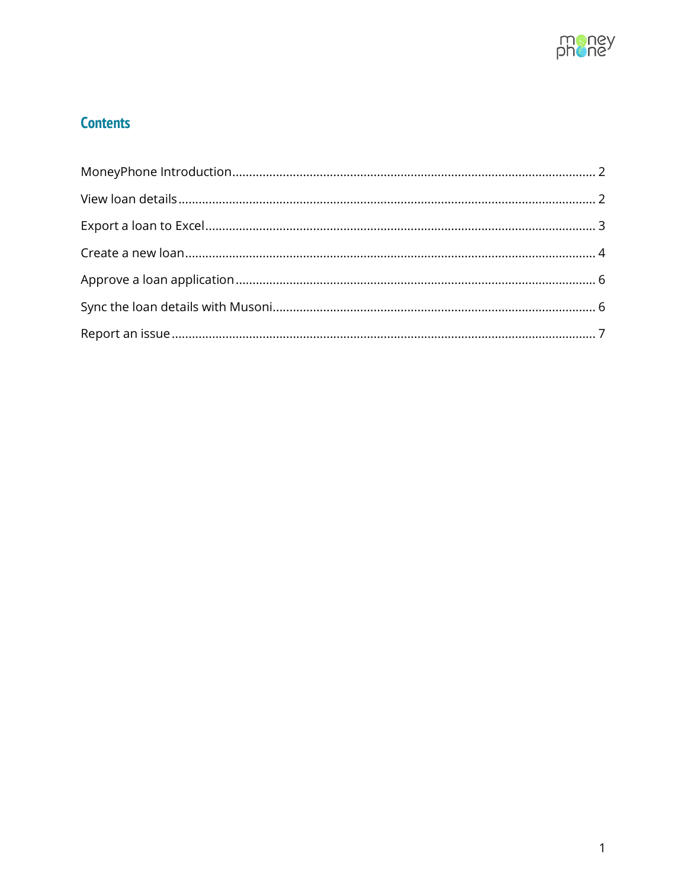## Contents

MoneyPhone Introduction........................................................................................................... 2

View loan details.......................................................................................................................... 2

Export a loan to Excel.................................................................................................................. 3

Create a new loan........................................................................................................................ 4

Approve a loan application......................................................................................................... 6

Sync the loan details with Musoni............................................................................................... 6

Report an issue............................................................................................................................ 7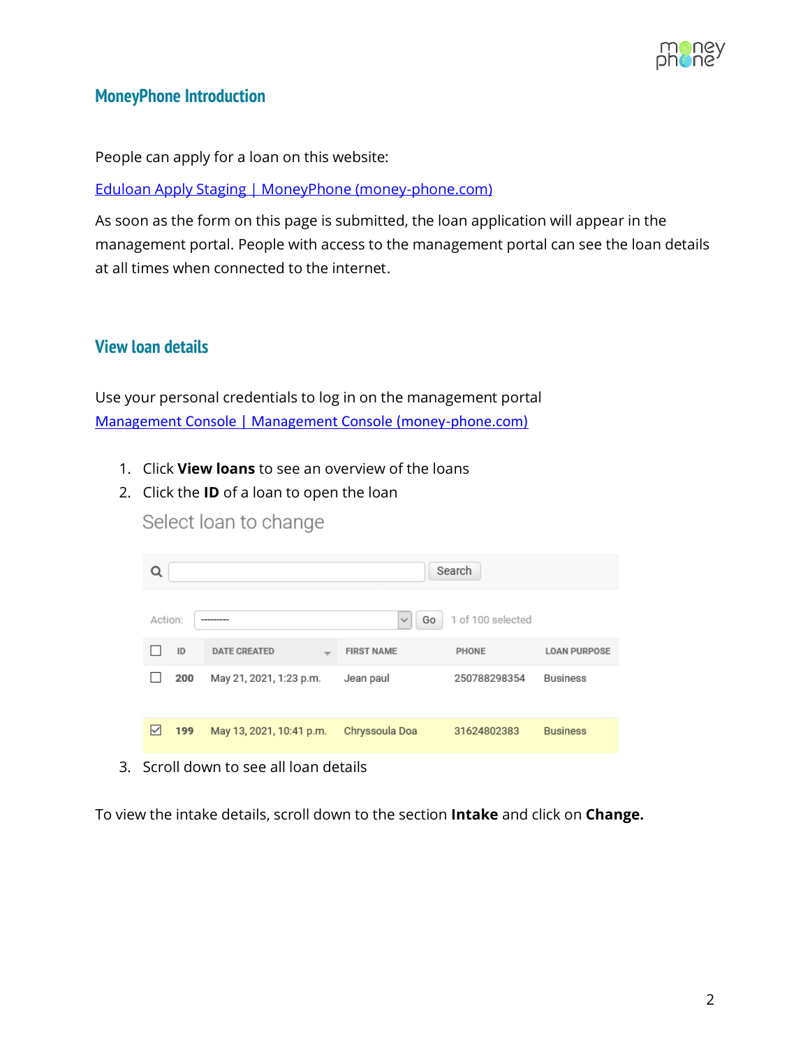## MoneyPhone Introduction

People can apply for a loan on this website:

[Eduloan Apply Staging | MoneyPhone (money-phone.com)]

As soon as the form on this page is submitted, the loan application will appear in the management portal. People with access to the management portal can see the loan details at all times when connected to the internet.

## View loan details

Use your personal credentials to log in on the management portal
[Management Console | Management Console (money-phone.com)]

1. Click **View loans** to see an overview of the loans
2. Click the **ID** of a loan to open the loan

   Select loan to change

   Search

   Action: --------- Go 1 of 100 selected

   | ☐ | ID | DATE CREATED | FIRST NAME | PHONE | LOAN PURPOSE |
   |---|---|---|---|---|---|
   | ☐ | 200 | May 21, 2021, 1:23 p.m. | Jean paul | 250788298354 | Business |
   | ☑ | 199 | May 13, 2021, 10:41 p.m. | Chryssoula Doa | 31624802383 | Business |

3. Scroll down to see all loan details

To view the intake details, scroll down to the section **Intake** and click on **Change.**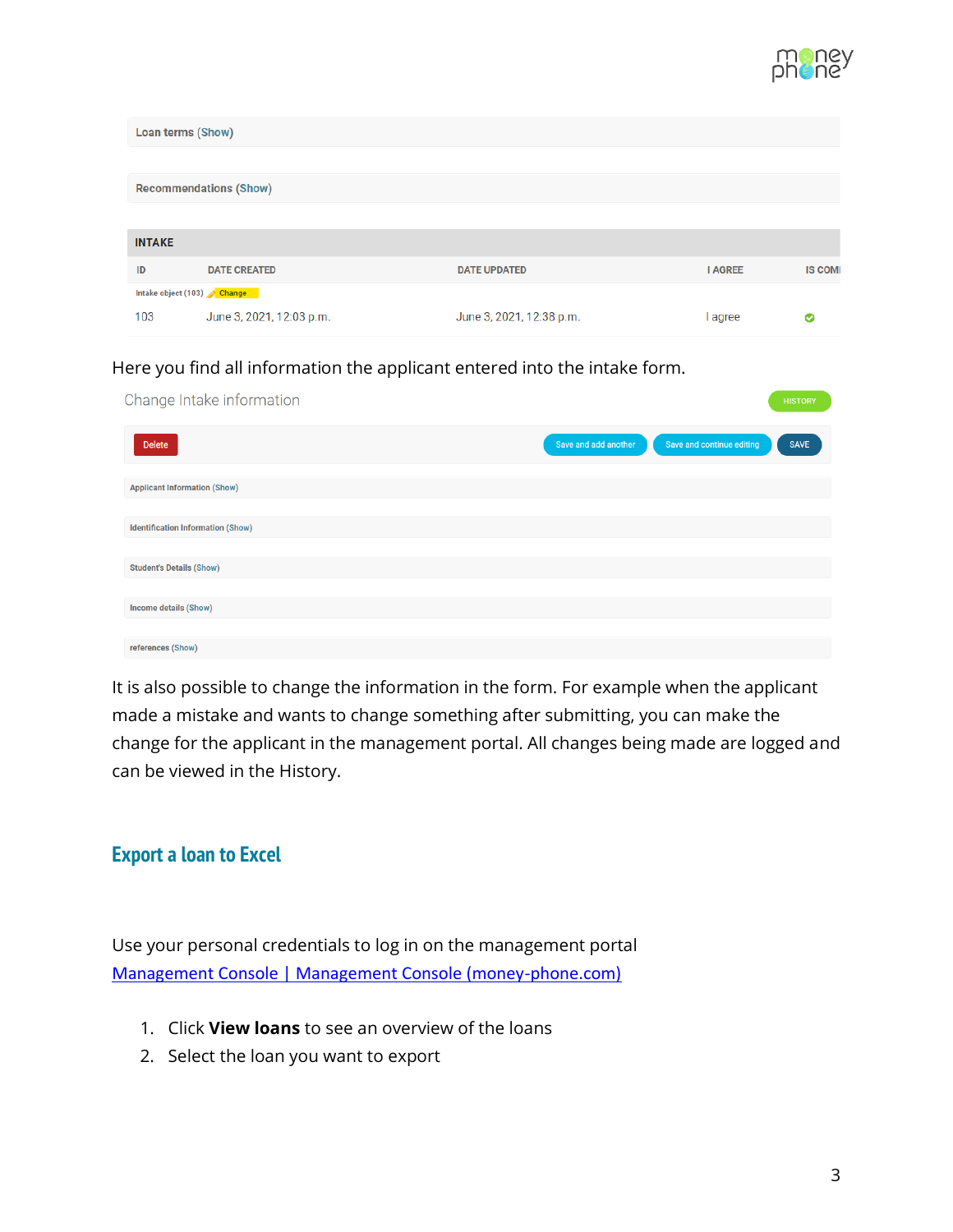Loan terms (Show)

Recommendations (Show)

**INTAKE**

| ID | DATE CREATED | DATE UPDATED | I AGREE | IS COM |
| --- | --- | --- | --- | --- |
| Intake object (103) Change | | | | |
| 103 | June 3, 2021, 12:03 p.m. | June 3, 2021, 12:38 p.m. | I agree | ✔ |

Here you find all information the applicant entered into the intake form.

Change Intake information

HISTORY

Delete | Save and add another | Save and continue editing | SAVE

Applicant Information (Show)

Identification Information (Show)

Student's Details (Show)

Income details (Show)

references (Show)

It is also possible to change the information in the form. For example when the applicant made a mistake and wants to change something after submitting, you can make the change for the applicant in the management portal. All changes being made are logged and can be viewed in the History.

## Export a loan to Excel

Use your personal credentials to log in on the management portal [Management Console | Management Console (money-phone.com)]

1. Click **View loans** to see an overview of the loans
2. Select the loan you want to export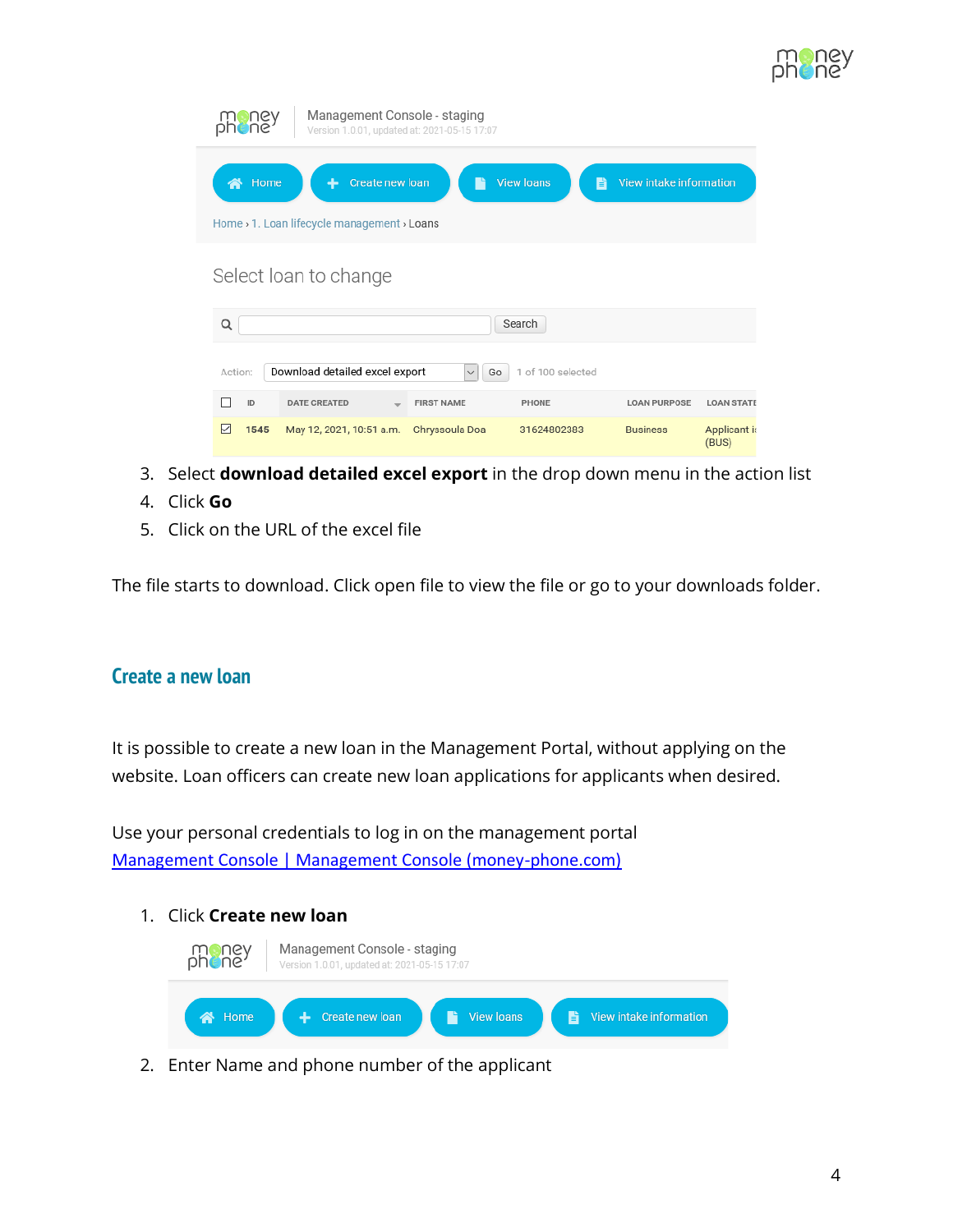3. Select **download detailed excel export** in the drop down menu in the action list
4. Click **Go**
5. Click on the URL of the excel file

The file starts to download. Click open file to view the file or go to your downloads folder.

## Create a new loan

It is possible to create a new loan in the Management Portal, without applying on the website. Loan officers can create new loan applications for applicants when desired.

Use your personal credentials to log in on the management portal [Management Console | Management Console (money-phone.com)]()

1. Click **Create new loan**
2. Enter Name and phone number of the applicant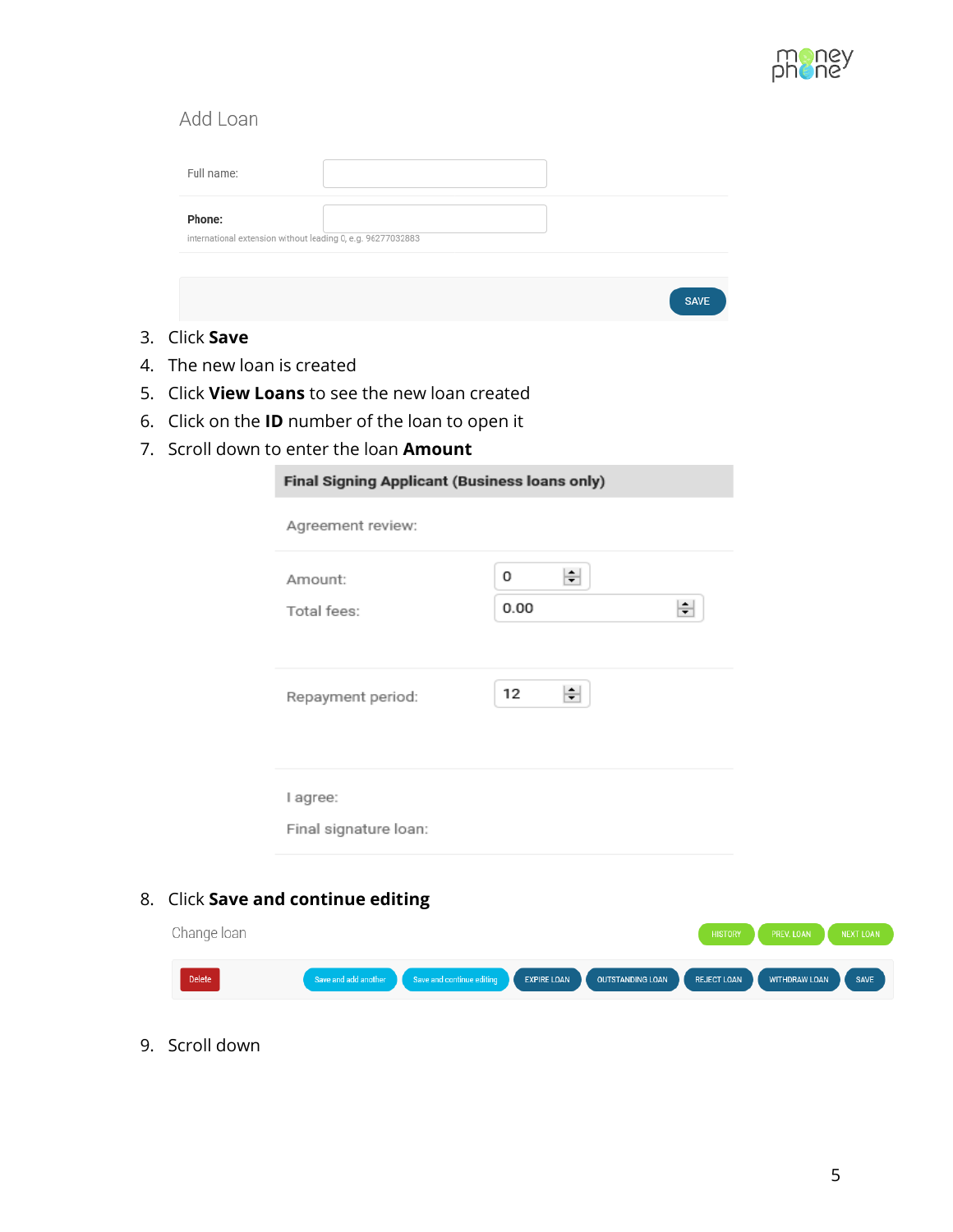Add Loan

Full name:

**Phone:**

international extension without leading 0, e.g. 96277032883

SAVE

3. Click **Save**
4. The new loan is created
5. Click **View Loans** to see the new loan created
6. Click on the **ID** number of the loan to open it
7. Scroll down to enter the loan **Amount**

**Final Signing Applicant (Business loans only)**

Agreement review:

Amount: 0

Total fees: 0.00

Repayment period: 12

I agree:

Final signature loan:

8. Click **Save and continue editing**

Change loan

HISTORY | PREV. LOAN | NEXT LOAN

Delete | Save and add another | Save and continue editing | EXPIRE LOAN | OUTSTANDING LOAN | REJECT LOAN | WITHDRAW LOAN | SAVE

9. Scroll down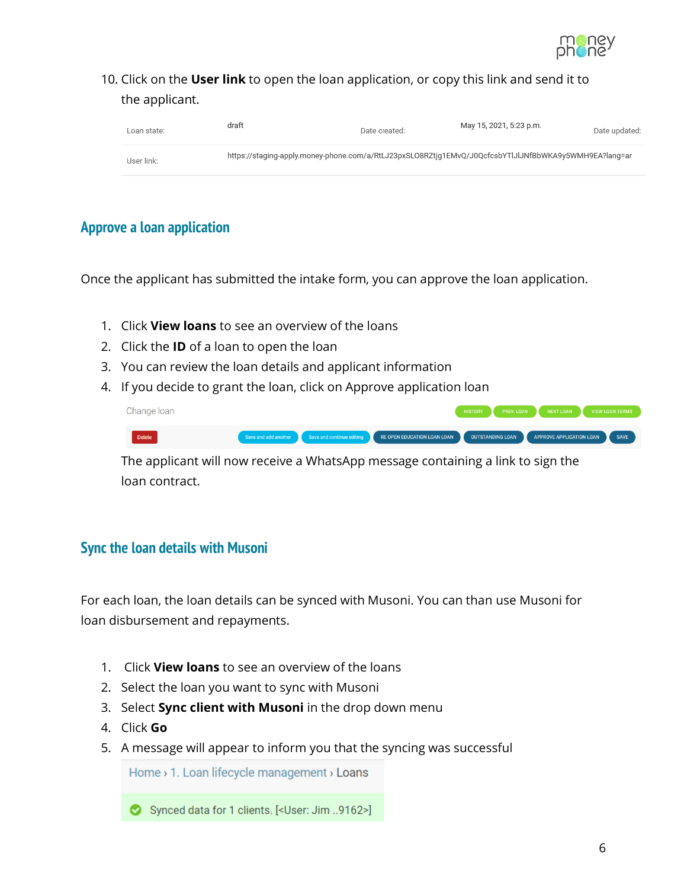10. Click on the **User link** to open the loan application, or copy this link and send it to the applicant.

| Loan state: | draft | Date created: | May 15, 2021, 5:23 p.m. | Date updated: |
|---|---|---|---|---|
| User link: | https://staging-apply.money-phone.com/a/RtLJ23pxSLO8RZtjg1EMvQ/J0QcfcsbYTlJlJNfBbWKA9y5WMH9EA?lang=ar | | | |

## Approve a loan application

Once the applicant has submitted the intake form, you can approve the loan application.

1. Click **View loans** to see an overview of the loans
2. Click the **ID** of a loan to open the loan
3. You can review the loan details and applicant information
4. If you decide to grant the loan, click on Approve application loan

   Change loan — HISTORY | PREV. LOAN | NEXT LOAN | VIEW LOAN TERMS

   Delete | Save and add another | Save and continue editing | RE OPEN EDUCATION LOAN LOAN | OUTSTANDING LOAN | APPROVE APPLICATION LOAN | SAVE

   The applicant will now receive a WhatsApp message containing a link to sign the loan contract.

## Sync the loan details with Musoni

For each loan, the loan details can be synced with Musoni. You can than use Musoni for loan disbursement and repayments.

1. Click **View loans** to see an overview of the loans
2. Select the loan you want to sync with Musoni
3. Select **Sync client with Musoni** in the drop down menu
4. Click **Go**
5. A message will appear to inform you that the syncing was successful

   Home › 1. Loan lifecycle management › Loans

   Synced data for 1 clients. [<User: Jim ..9162>]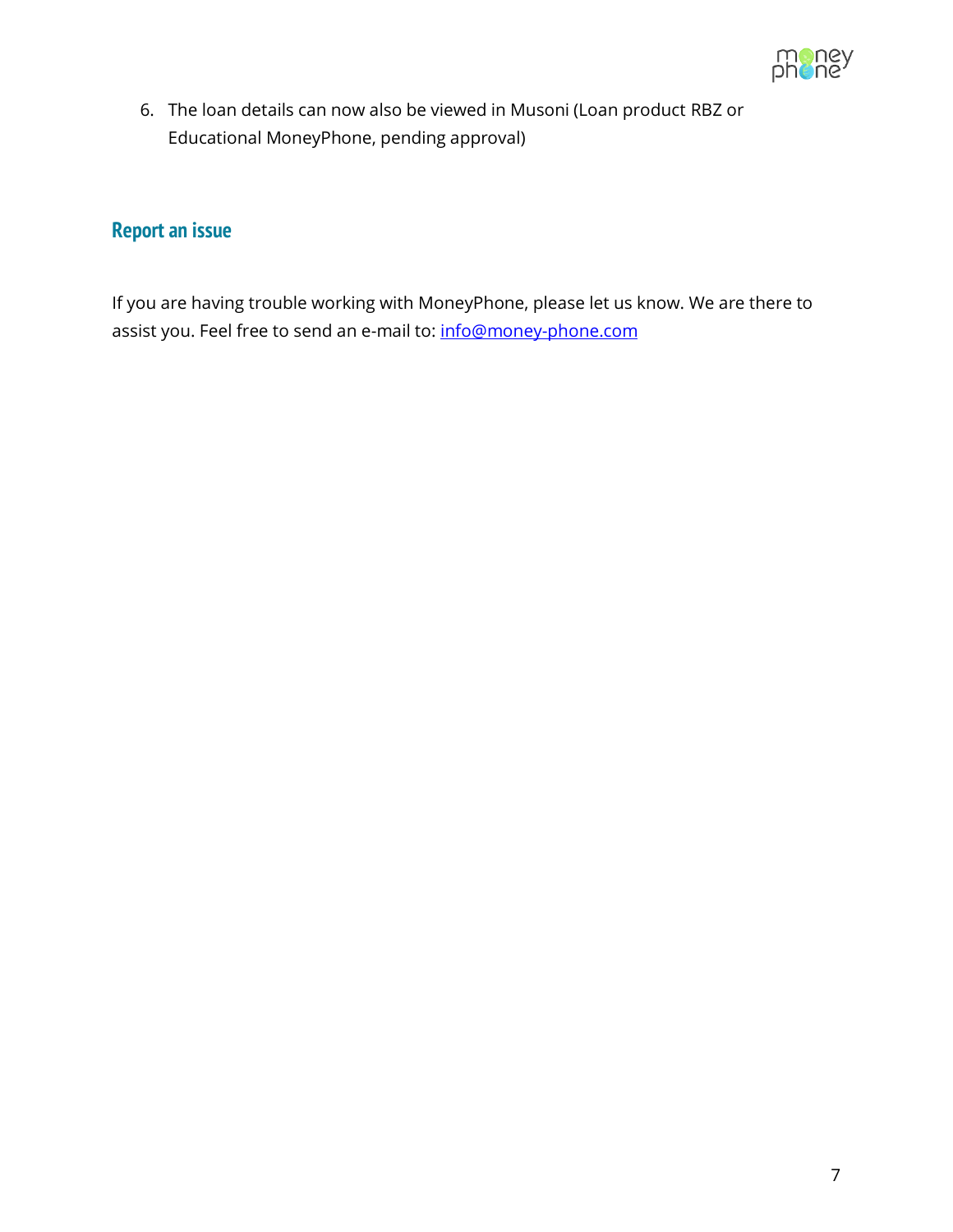6. The loan details can now also be viewed in Musoni (Loan product RBZ or Educational MoneyPhone, pending approval)

## Report an issue

If you are having trouble working with MoneyPhone, please let us know. We are there to assist you. Feel free to send an e-mail to: info@money-phone.com